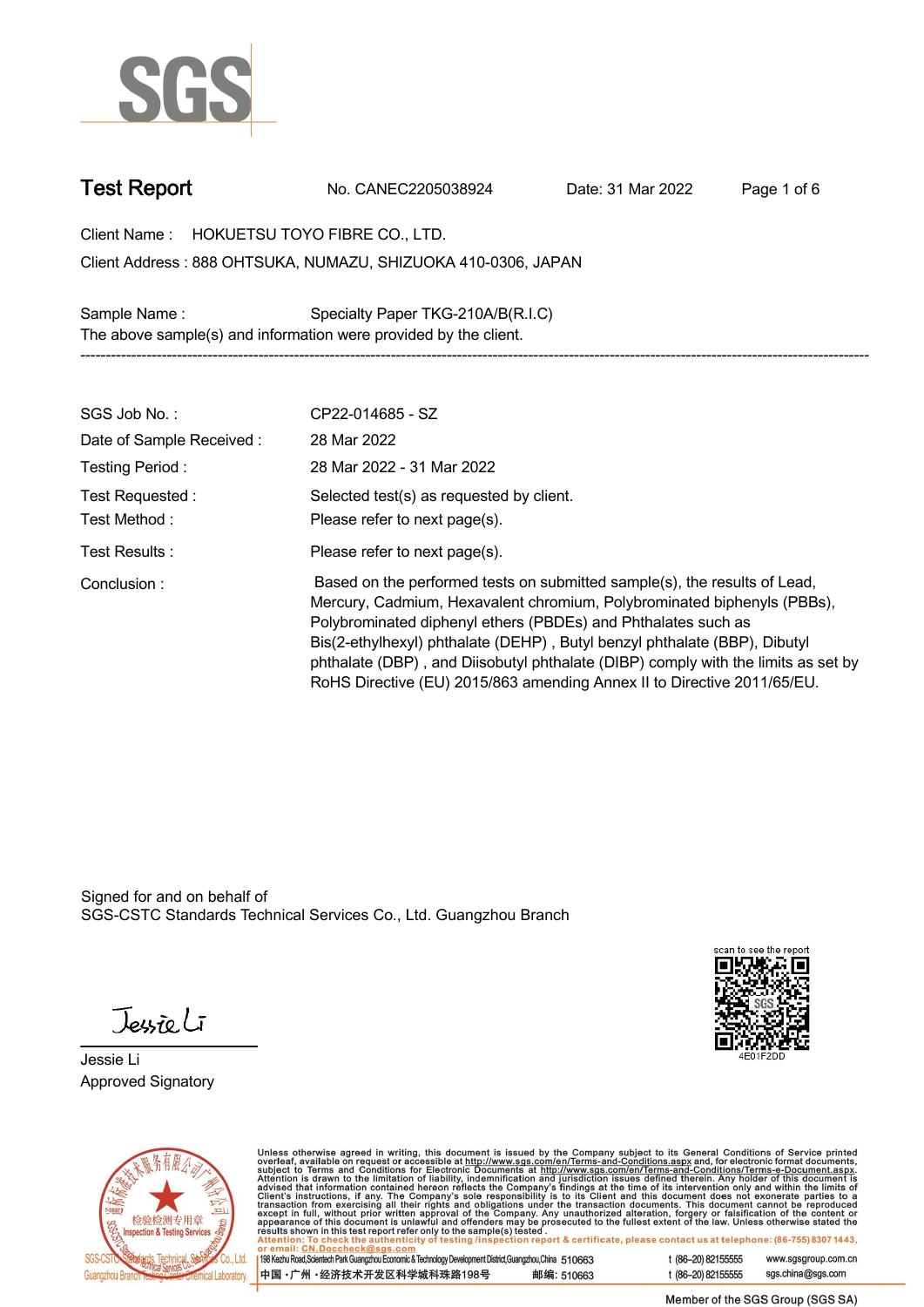# Test Report

No. CANEC2205038924 Date: 31 Mar 2022

Client Name : HOKUETSU TOYO FIBRE CO., LTD.

Client Address : 888 OHTSUKA, NUMAZU, SHIZUOKA 410-0306, JAPAN

Sample Name : Specialty Paper TKG-210A/B(R.I.C)

The above sample(s) and information were provided by the client.

---

| | |
|---|---|
| SGS Job No. : | CP22-014685 - SZ |
| Date of Sample Received : | 28 Mar 2022 |
| Testing Period : | 28 Mar 2022 - 31 Mar 2022 |
| Test Requested : | Selected test(s) as requested by client. |
| Test Method : | Please refer to next page(s). |
| Test Results : | Please refer to next page(s). |
| Conclusion : | Based on the performed tests on submitted sample(s), the results of Lead, Mercury, Cadmium, Hexavalent chromium, Polybrominated biphenyls (PBBs), Polybrominated diphenyl ethers (PBDEs) and Phthalates such as Bis(2-ethylhexyl) phthalate (DEHP) , Butyl benzyl phthalate (BBP), Dibutyl phthalate (DBP) , and Diisobutyl phthalate (DIBP) comply with the limits as set by RoHS Directive (EU) 2015/863 amending Annex II to Directive 2011/65/EU. |

Signed for and on behalf of
SGS-CSTC Standards Technical Services Co., Ltd. Guangzhou Branch

Jessie Li
Approved Signatory

scan to see the report
4E01F2DD

Unless otherwise agreed in writing, this document is issued by the Company subject to its General Conditions of Service printed overleaf, available on request or accessible at http://www.sgs.com/en/Terms-and-Conditions.aspx and, for electronic format documents, subject to Terms and Conditions for Electronic Documents at http://www.sgs.com/en/Terms-and-Conditions/Terms-e-Document.aspx. Attention is drawn to the limitation of liability, indemnification and jurisdiction issues defined therein. Any holder of this document is advised that information contained hereon reflects the Company's findings at the time of its intervention only and within the limits of Client's instructions, if any. The Company's sole responsibility is to its Client and this document does not exonerate parties to a transaction from exercising all their rights and obligations under the transaction documents. This document cannot be reproduced except in full, without prior written approval of the Company. Any unauthorized alteration, forgery or falsification of the content or appearance of this document is unlawful and offenders may be prosecuted to the fullest extent of the law. Unless otherwise stated the results shown in this test report refer only to the sample(s) tested.

Attention: To check the authenticity of testing /inspection report & certificate, please contact us at telephone: (86-755) 8307 1443, or email: CN.Doccheck@sgs.com

198 Kezhu Road,Scientech Park Guangzhou Economic & Technology Development District,Guangzhou,China 510663 t (86–20) 82155555 www.sgsgroup.com.cn

中国 ·广州 ·经济技术开发区科学城科珠路198号 邮编: 510663 t (86–20) 82155555 sgs.china@sgs.com

Member of the SGS Group (SGS SA)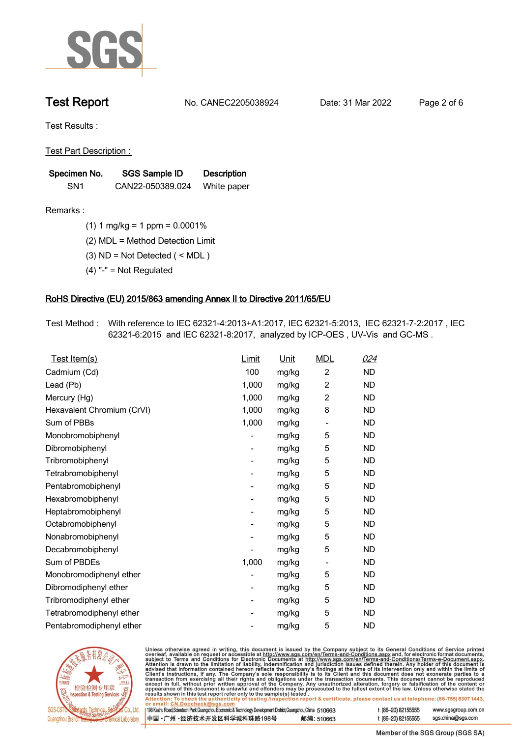Test Report No. CANEC2205038924 Date: 31 Mar 2022

Test Results :

Test Part Description :

| Specimen No. | SGS Sample ID | Description |
|---|---|---|
| SN1 | CAN22-050389.024 | White paper |

Remarks :

(1) 1 mg/kg = 1 ppm = 0.0001%

(2) MDL = Method Detection Limit

(3) ND = Not Detected ( < MDL )

(4) "-" = Not Regulated

## RoHS Directive (EU) 2015/863 amending Annex II to Directive 2011/65/EU

Test Method : With reference to IEC 62321-4:2013+A1:2017, IEC 62321-5:2013, IEC 62321-7-2:2017 , IEC 62321-6:2015 and IEC 62321-8:2017, analyzed by ICP-OES , UV-Vis and GC-MS .

| Test Item(s) | Limit | Unit | MDL | 024 |
|---|---|---|---|---|
| Cadmium (Cd) | 100 | mg/kg | 2 | ND |
| Lead (Pb) | 1,000 | mg/kg | 2 | ND |
| Mercury (Hg) | 1,000 | mg/kg | 2 | ND |
| Hexavalent Chromium (CrVI) | 1,000 | mg/kg | 8 | ND |
| Sum of PBBs | 1,000 | mg/kg | - | ND |
| Monobromobiphenyl | - | mg/kg | 5 | ND |
| Dibromobiphenyl | - | mg/kg | 5 | ND |
| Tribromobiphenyl | - | mg/kg | 5 | ND |
| Tetrabromobiphenyl | - | mg/kg | 5 | ND |
| Pentabromobiphenyl | - | mg/kg | 5 | ND |
| Hexabromobiphenyl | - | mg/kg | 5 | ND |
| Heptabromobiphenyl | - | mg/kg | 5 | ND |
| Octabromobiphenyl | - | mg/kg | 5 | ND |
| Nonabromobiphenyl | - | mg/kg | 5 | ND |
| Decabromobiphenyl | - | mg/kg | 5 | ND |
| Sum of PBDEs | 1,000 | mg/kg | - | ND |
| Monobromodiphenyl ether | - | mg/kg | 5 | ND |
| Dibromodiphenyl ether | - | mg/kg | 5 | ND |
| Tribromodiphenyl ether | - | mg/kg | 5 | ND |
| Tetrabromodiphenyl ether | - | mg/kg | 5 | ND |
| Pentabromodiphenyl ether | - | mg/kg | 5 | ND |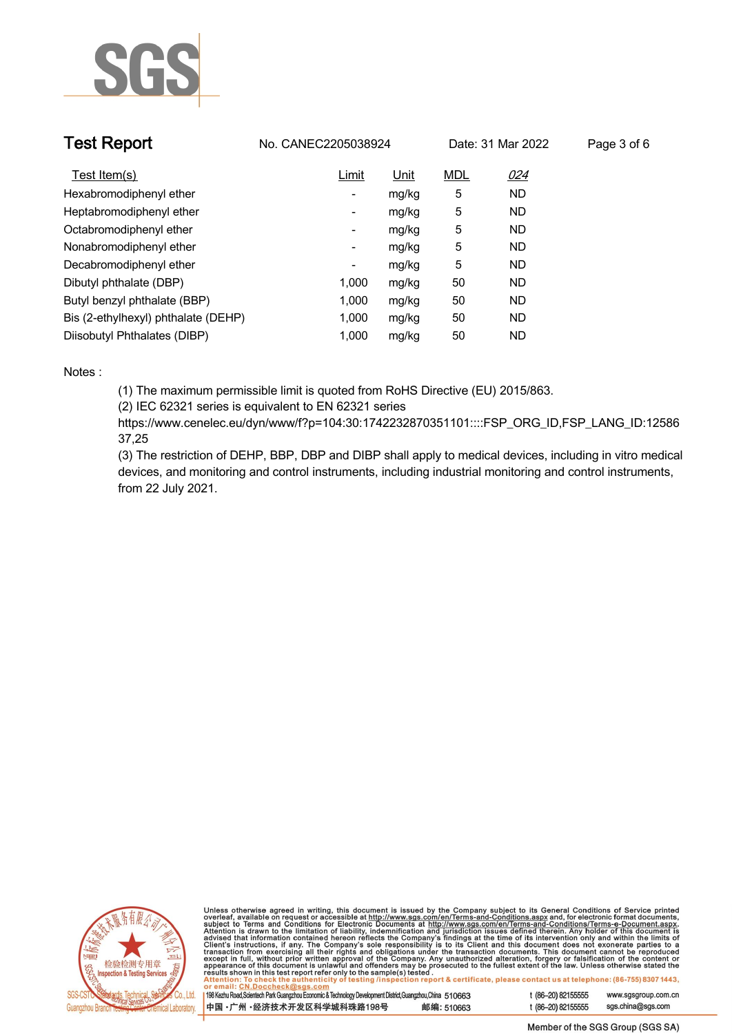| Test Item(s) | Limit | Unit | MDL | 024 |
|---|---|---|---|---|
| Hexabromodiphenyl ether | - | mg/kg | 5 | ND |
| Heptabromodiphenyl ether | - | mg/kg | 5 | ND |
| Octabromodiphenyl ether | - | mg/kg | 5 | ND |
| Nonabromodiphenyl ether | - | mg/kg | 5 | ND |
| Decabromodiphenyl ether | - | mg/kg | 5 | ND |
| Dibutyl phthalate (DBP) | 1,000 | mg/kg | 50 | ND |
| Butyl benzyl phthalate (BBP) | 1,000 | mg/kg | 50 | ND |
| Bis (2-ethylhexyl) phthalate (DEHP) | 1,000 | mg/kg | 50 | ND |
| Diisobutyl Phthalates (DIBP) | 1,000 | mg/kg | 50 | ND |

Notes :

(1) The maximum permissible limit is quoted from RoHS Directive (EU) 2015/863.

(2) IEC 62321 series is equivalent to EN 62321 series
https://www.cenelec.eu/dyn/www/f?p=104:30:1742232870351101::::FSP_ORG_ID,FSP_LANG_ID:1258637,25

(3) The restriction of DEHP, BBP, DBP and DIBP shall apply to medical devices, including in vitro medical devices, and monitoring and control instruments, including industrial monitoring and control instruments, from 22 July 2021.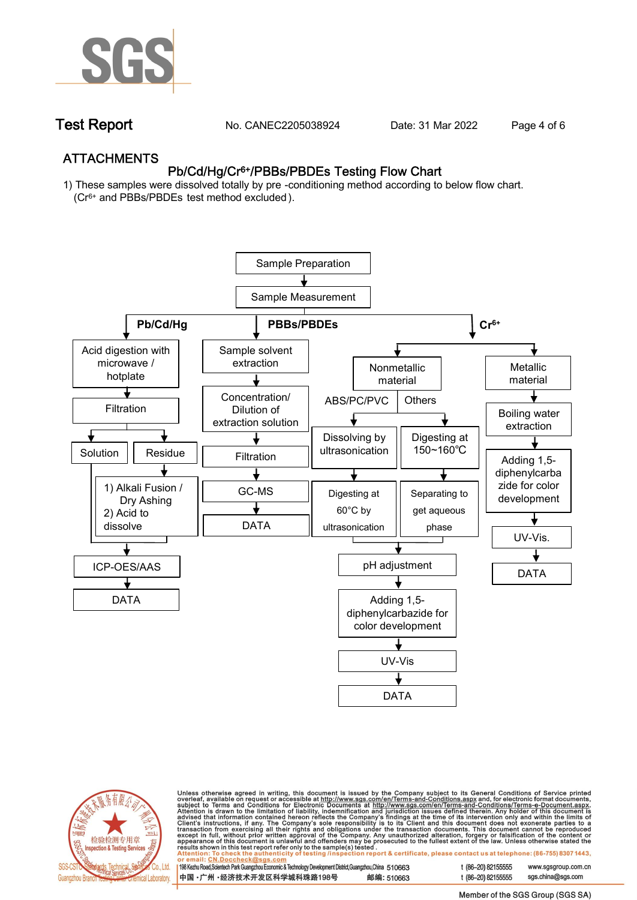## ATTACHMENTS

### Pb/Cd/Hg/$Cr^{6+}$/PBBs/PBDEs Testing Flow Chart

1) These samples were dissolved totally by pre -conditioning method according to below flow chart.
   ($Cr^{6+}$ and PBBs/PBDEs test method excluded).

Sample Preparation → Sample Measurement

**Pb/Cd/Hg**

- Acid digestion with microwave / hotplate
- Filtration
- Solution / Residue
  - Residue: 1) Alkali Fusion / Dry Ashing 2) Acid to dissolve
- ICP-OES/AAS
- DATA

**PBBs/PBDEs**

- Sample solvent extraction
- Concentration/ Dilution of extraction solution
- Filtration
- GC-MS
- DATA

**$Cr^{6+}$**

- Nonmetallic material
  - ABS/PC/PVC: Dissolving by ultrasonication → Digesting at 60°C by ultrasonication
  - Others: Digesting at 150~160℃ → Separating to get aqueous phase
  - pH adjustment
  - Adding 1,5-diphenylcarbazide for color development
  - UV-Vis
  - DATA
- Metallic material
  - Boiling water extraction
  - Adding 1,5-diphenylcarbazide for color development
  - UV-Vis.
  - DATA

Unless otherwise agreed in writing, this document is issued by the Company subject to its General Conditions of Service printed overleaf, available on request or accessible at http://www.sgs.com/en/Terms-and-Conditions.aspx and, for electronic format documents, subject to Terms and Conditions for Electronic Documents at http://www.sgs.com/en/Terms-and-Conditions/Terms-e-Document.aspx. Attention is drawn to the limitation of liability, indemnification and jurisdiction issues defined therein. Any holder of this document is advised that information contained hereon reflects the Company's findings at the time of its intervention only and within the limits of Client's instructions, if any. The Company's sole responsibility is to its Client and this document does not exonerate parties to a transaction from exercising all their rights and obligations under the transaction documents. This document cannot be reproduced except in full, without prior written approval of the Company. Any unauthorized alteration, forgery or falsification of the content or appearance of this document is unlawful and offenders may be prosecuted to the fullest extent of the law. Unless otherwise stated the results shown in this test report refer only to the sample(s) tested.
Attention: To check the authenticity of testing /inspection report & certificate, please contact us at telephone: (86-755) 8307 1443, or email: CN.Doccheck@sgs.com

198 Kezhu Road,Scientech Park Guangzhou Economic & Technology Development District,Guangzhou,China 510663 t (86–20) 82155555 www.sgsgroup.com.cn
中国・广州・经济技术开发区科学城科珠路198号 邮编: 510663 t (86–20) 82155555 sgs.china@sgs.com

Member of the SGS Group (SGS SA)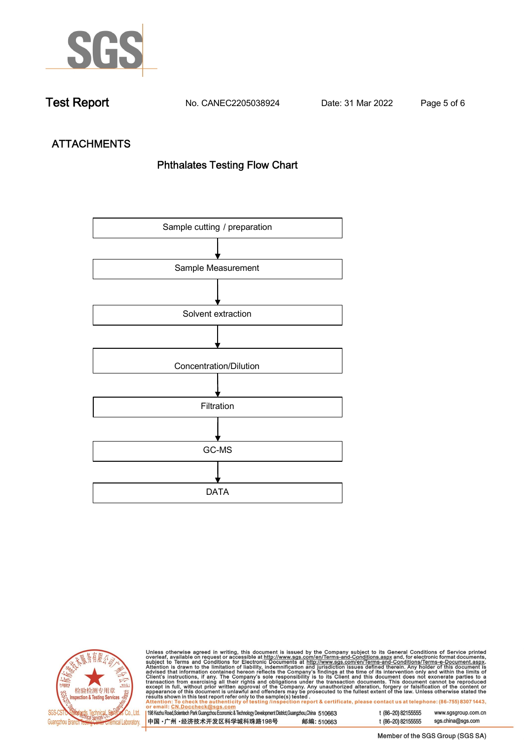## ATTACHMENTS

### Phthalates Testing Flow Chart

Sample cutting / preparation

↓

Sample Measurement

↓

Solvent extraction

↓

Concentration/Dilution

↓

Filtration

↓

GC-MS

↓

DATA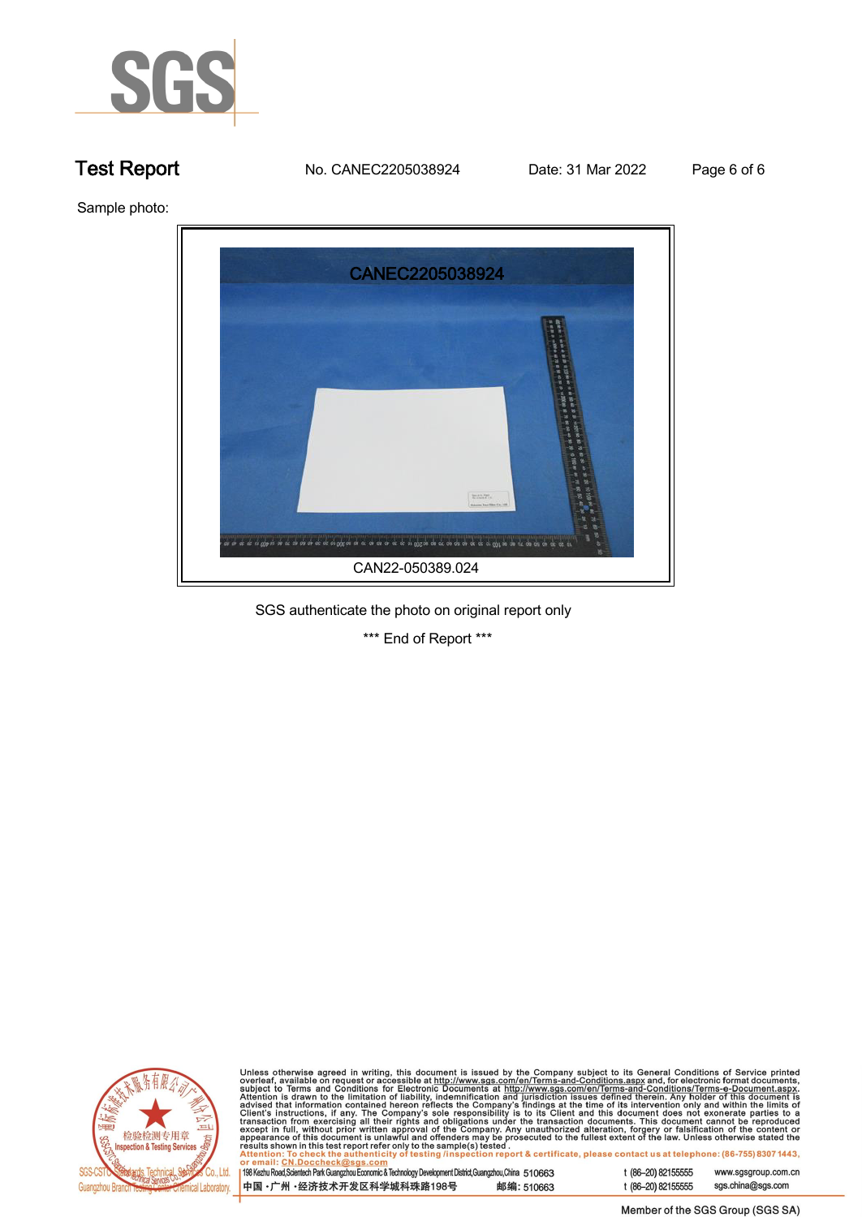Sample photo:

CAN22-050389.024

SGS authenticate the photo on original report only

\*\*\* End of Report \*\*\*

Unless otherwise agreed in writing, this document is issued by the Company subject to its General Conditions of Service printed overleaf, available on request or accessible at http://www.sgs.com/en/Terms-and-Conditions.aspx and, for electronic format documents, subject to Terms and Conditions for Electronic Documents at http://www.sgs.com/en/Terms-and-Conditions/Terms-e-Document.aspx. Attention is drawn to the limitation of liability, indemnification and jurisdiction issues defined therein. Any holder of this document is advised that information contained hereon reflects the Company's findings at the time of its intervention only and within the limits of Client's instructions, if any. The Company's sole responsibility is to its Client and this document does not exonerate parties to a transaction from exercising all their rights and obligations under the transaction documents. This document cannot be reproduced except in full, without prior written approval of the Company. Any unauthorized alteration, forgery or falsification of the content or appearance of this document is unlawful and offenders may be prosecuted to the fullest extent of the law. Unless otherwise stated the results shown in this test report refer only to the sample(s) tested.

Attention: To check the authenticity of testing /inspection report & certificate, please contact us at telephone: (86-755) 8307 1443, or email: CN.Doccheck@sgs.com

SGS-CSTC Standards Technical Services Co., Ltd. Guangzhou Branch Testing Center Chemical Laboratory.

198 Kezhu Road,Scientech Park Guangzhou Economic & Technology Development District,Guangzhou,China 510663 t (86–20) 82155555 www.sgsgroup.com.cn

中国 ·广州 ·经济技术开发区科学城科珠路198号 邮编: 510663 t (86–20) 82155555 sgs.china@sgs.com

Member of the SGS Group (SGS SA)